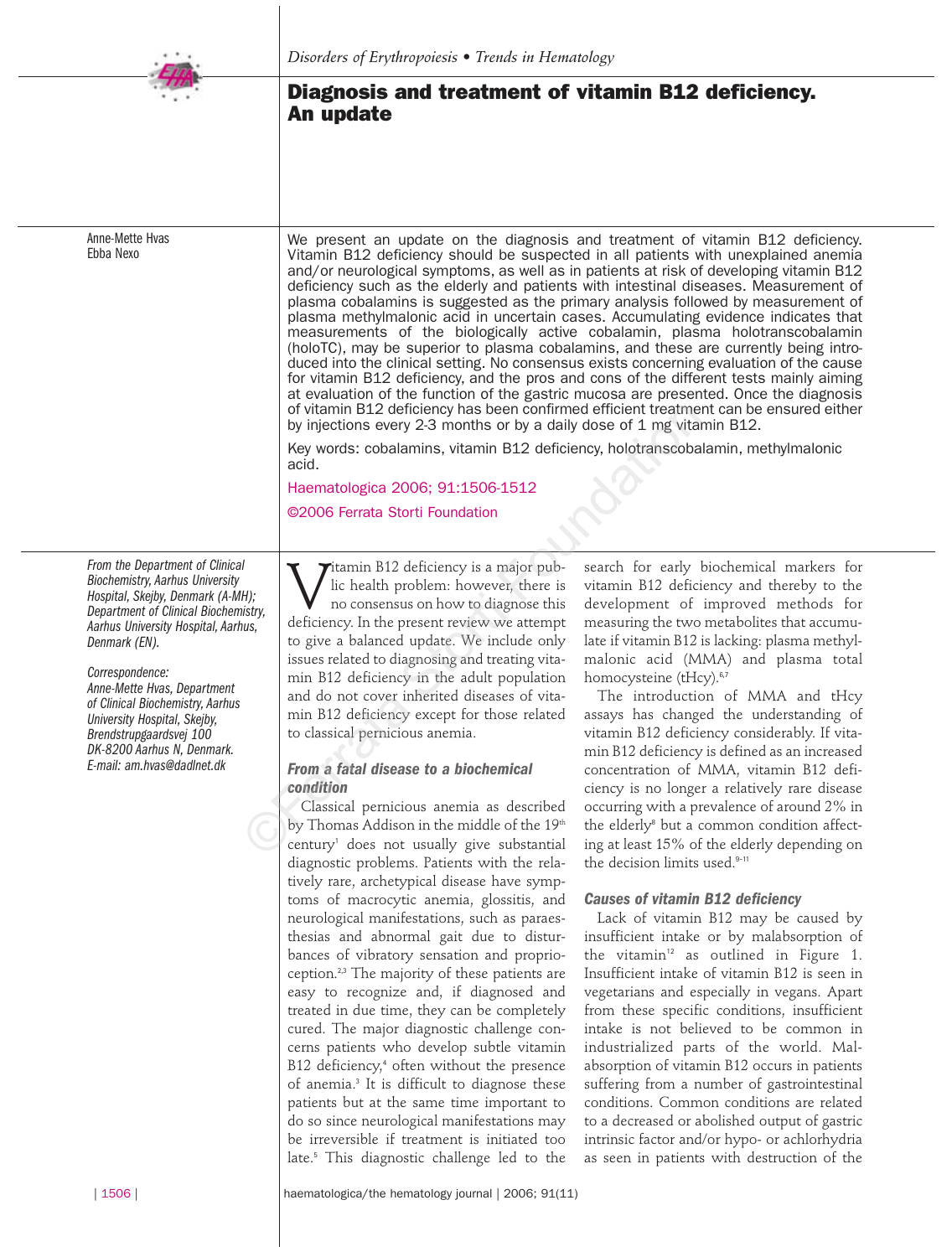# Diagnosis and treatment of vitamin B12 deficiency. An update

Anne-Mette Hvas
Ebba Nexo

We present an update on the diagnosis and treatment of vitamin B12 deficiency. Vitamin B12 deficiency should be suspected in all patients with unexplained anemia and/or neurological symptoms, as well as in patients at risk of developing vitamin B12 deficiency such as the elderly and patients with intestinal diseases. Measurement of plasma cobalamins is suggested as the primary analysis followed by measurement of plasma methylmalonic acid in uncertain cases. Accumulating evidence indicates that measurements of the biologically active cobalamin, plasma holotranscobalamin (holoTC), may be superior to plasma cobalamins, and these are currently being introduced into the clinical setting. No consensus exists concerning evaluation of the cause for vitamin B12 deficiency, and the pros and cons of the different tests mainly aiming at evaluation of the function of the gastric mucosa are presented. Once the diagnosis of vitamin B12 deficiency has been confirmed efficient treatment can be ensured either by injections every 2-3 months or by a daily dose of 1 mg vitamin B12.

Key words: cobalamins, vitamin B12 deficiency, holotranscobalamin, methylmalonic acid.

Haematologica 2006; 91:1506-1512

©2006 Ferrata Storti Foundation

*From the Department of Clinical Biochemistry, Aarhus University Hospital, Skejby, Denmark (A-MH); Department of Clinical Biochemistry, Aarhus University Hospital, Aarhus, Denmark (EN).*

*Correspondence: Anne-Mette Hvas, Department of Clinical Biochemistry, Aarhus University Hospital, Skejby, Brendstrupgaardsvej 100 DK-8200 Aarhus N, Denmark. E-mail: am.hvas@dadlnet.dk*

Vitamin B12 deficiency is a major public health problem: however, there is no consensus on how to diagnose this deficiency. In the present review we attempt to give a balanced update. We include only issues related to diagnosing and treating vitamin B12 deficiency in the adult population and do not cover inherited diseases of vitamin B12 deficiency except for those related to classical pernicious anemia.

### From a fatal disease to a biochemical condition

Classical pernicious anemia as described by Thomas Addison in the middle of the 19th century[1] does not usually give substantial diagnostic problems. Patients with the relatively rare, archetypical disease have symptoms of macrocytic anemia, glossitis, and neurological manifestations, such as paraesthesias and abnormal gait due to disturbances of vibratory sensation and proprioception.[2,3] The majority of these patients are easy to recognize and, if diagnosed and treated in due time, they can be completely cured. The major diagnostic challenge concerns patients who develop subtle vitamin B12 deficiency,[4] often without the presence of anemia.[3] It is difficult to diagnose these patients but at the same time important to do so since neurological manifestations may be irreversible if treatment is initiated too late.[5] This diagnostic challenge led to the search for early biochemical markers for vitamin B12 deficiency and thereby to the development of improved methods for measuring the two metabolites that accumulate if vitamin B12 is lacking: plasma methylmalonic acid (MMA) and plasma total homocysteine (tHcy).[6,7]

The introduction of MMA and tHcy assays has changed the understanding of vitamin B12 deficiency considerably. If vitamin B12 deficiency is defined as an increased concentration of MMA, vitamin B12 deficiency is no longer a relatively rare disease occurring with a prevalence of around 2% in the elderly[8] but a common condition affecting at least 15% of the elderly depending on the decision limits used.[9-11]

### Causes of vitamin B12 deficiency

Lack of vitamin B12 may be caused by insufficient intake or by malabsorption of the vitamin[12] as outlined in Figure 1. Insufficient intake of vitamin B12 is seen in vegetarians and especially in vegans. Apart from these specific conditions, insufficient intake is not believed to be common in industrialized parts of the world. Malabsorption of vitamin B12 occurs in patients suffering from a number of gastrointestinal conditions. Common conditions are related to a decreased or abolished output of gastric intrinsic factor and/or hypo- or achlorhydria as seen in patients with destruction of the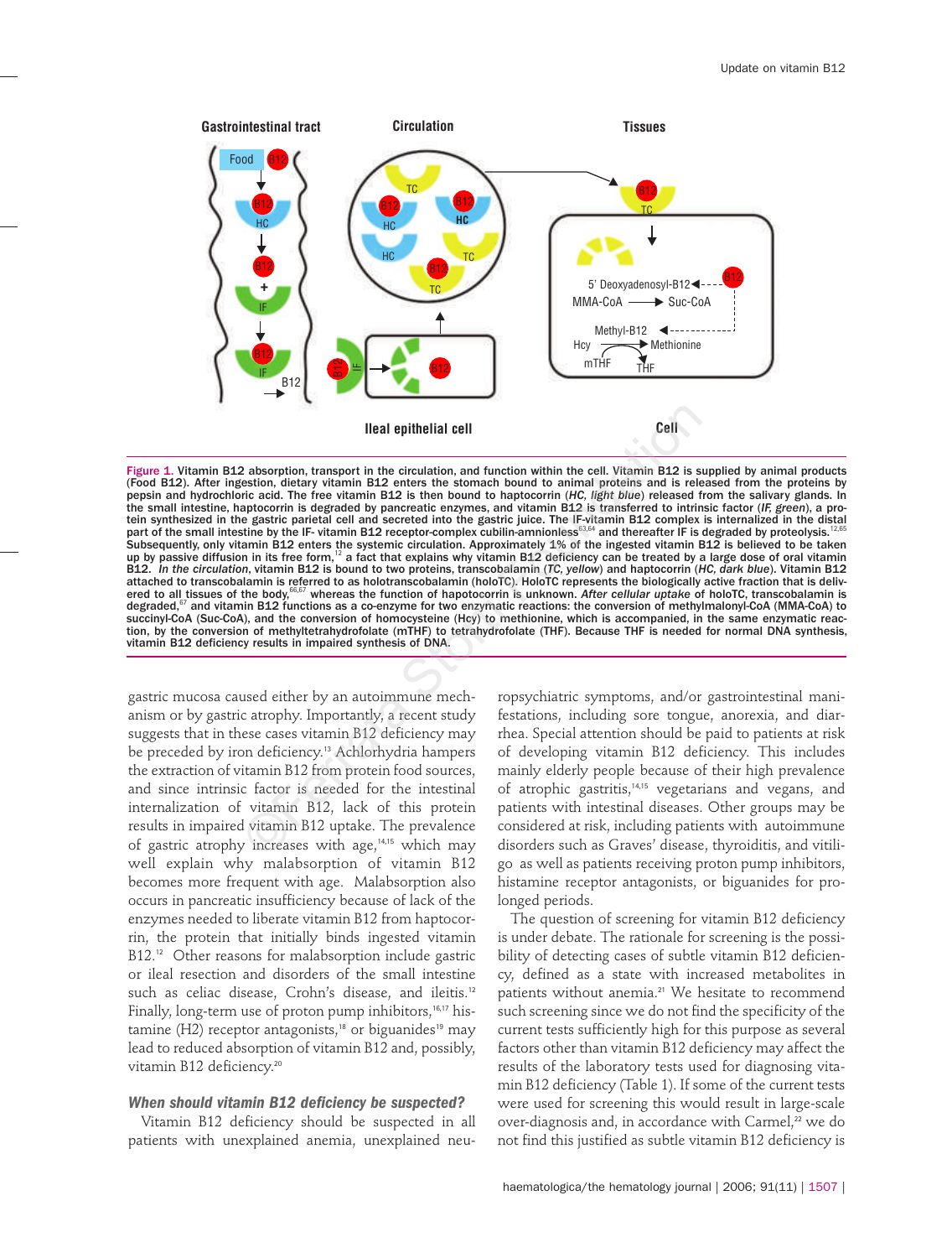Figure 1. Vitamin B12 absorption, transport in the circulation, and function within the cell. Vitamin B12 is supplied by animal products (Food B12). After ingestion, dietary vitamin B12 enters the stomach bound to animal proteins and is released from the proteins by pepsin and hydrochloric acid. The free vitamin B12 is then bound to haptocorrin (*HC, light blue*) released from the salivary glands. In the small intestine, haptocorrin is degraded by pancreatic enzymes, and vitamin B12 is transferred to intrinsic factor (*IF, green*), a protein synthesized in the gastric parietal cell and secreted into the gastric juice. The IF-vitamin B12 complex is internalized in the distal part of the small intestine by the IF- vitamin B12 receptor-complex cubilin-amnionless[63,64] and thereafter IF is degraded by proteolysis.[12,65] Subsequently, only vitamin B12 enters the systemic circulation. Approximately 1% of the ingested vitamin B12 is believed to be taken up by passive diffusion in its free form,[12] a fact that explains why vitamin B12 deficiency can be treated by a large dose of oral vitamin B12. *In the circulation*, vitamin B12 is bound to two proteins, transcobalamin (*TC, yellow*) and haptocorrin (*HC, dark blue*). Vitamin B12 attached to transcobalamin is referred to as holotranscobalamin (holoTC). HoloTC represents the biologically active fraction that is delivered to all tissues of the body,[66,67] whereas the function of hapotocorrin is unknown. *After cellular uptake* of holoTC, transcobalamin is degraded,[67] and vitamin B12 functions as a co-enzyme for two enzymatic reactions: the conversion of methylmalonyl-CoA (MMA-CoA) to succinyl-CoA (Suc-CoA), and the conversion of homocysteine (Hcy) to methionine, which is accompanied, in the same enzymatic reaction, by the conversion of methyltetrahydrofolate (mTHF) to tetrahydrofolate (THF). Because THF is needed for normal DNA synthesis, vitamin B12 deficiency results in impaired synthesis of DNA.

gastric mucosa caused either by an autoimmune mechanism or by gastric atrophy. Importantly, a recent study suggests that in these cases vitamin B12 deficiency may be preceded by iron deficiency.[13] Achlorhydria hampers the extraction of vitamin B12 from protein food sources, and since intrinsic factor is needed for the intestinal internalization of vitamin B12, lack of this protein results in impaired vitamin B12 uptake. The prevalence of gastric atrophy increases with age,[14,15] which may well explain why malabsorption of vitamin B12 becomes more frequent with age. Malabsorption also occurs in pancreatic insufficiency because of lack of the enzymes needed to liberate vitamin B12 from haptocorrin, the protein that initially binds ingested vitamin B12.[12] Other reasons for malabsorption include gastric or ileal resection and disorders of the small intestine such as celiac disease, Crohn's disease, and ileitis.[12] Finally, long-term use of proton pump inhibitors,[16,17] histamine (H2) receptor antagonists,[18] or biguanides[19] may lead to reduced absorption of vitamin B12 and, possibly, vitamin B12 deficiency.[20]

### *When should vitamin B12 deficiency be suspected?*

Vitamin B12 deficiency should be suspected in all patients with unexplained anemia, unexplained neuropsychiatric symptoms, and/or gastrointestinal manifestations, including sore tongue, anorexia, and diarrhea. Special attention should be paid to patients at risk of developing vitamin B12 deficiency. This includes mainly elderly people because of their high prevalence of atrophic gastritis,[14,15] vegetarians and vegans, and patients with intestinal diseases. Other groups may be considered at risk, including patients with autoimmune disorders such as Graves' disease, thyroiditis, and vitiligo as well as patients receiving proton pump inhibitors, histamine receptor antagonists, or biguanides for prolonged periods.

The question of screening for vitamin B12 deficiency is under debate. The rationale for screening is the possibility of detecting cases of subtle vitamin B12 deficiency, defined as a state with increased metabolites in patients without anemia.[21] We hesitate to recommend such screening since we do not find the specificity of the current tests sufficiently high for this purpose as several factors other than vitamin B12 deficiency may affect the results of the laboratory tests used for diagnosing vitamin B12 deficiency (Table 1). If some of the current tests were used for screening this would result in large-scale over-diagnosis and, in accordance with Carmel,[22] we do not find this justified as subtle vitamin B12 deficiency is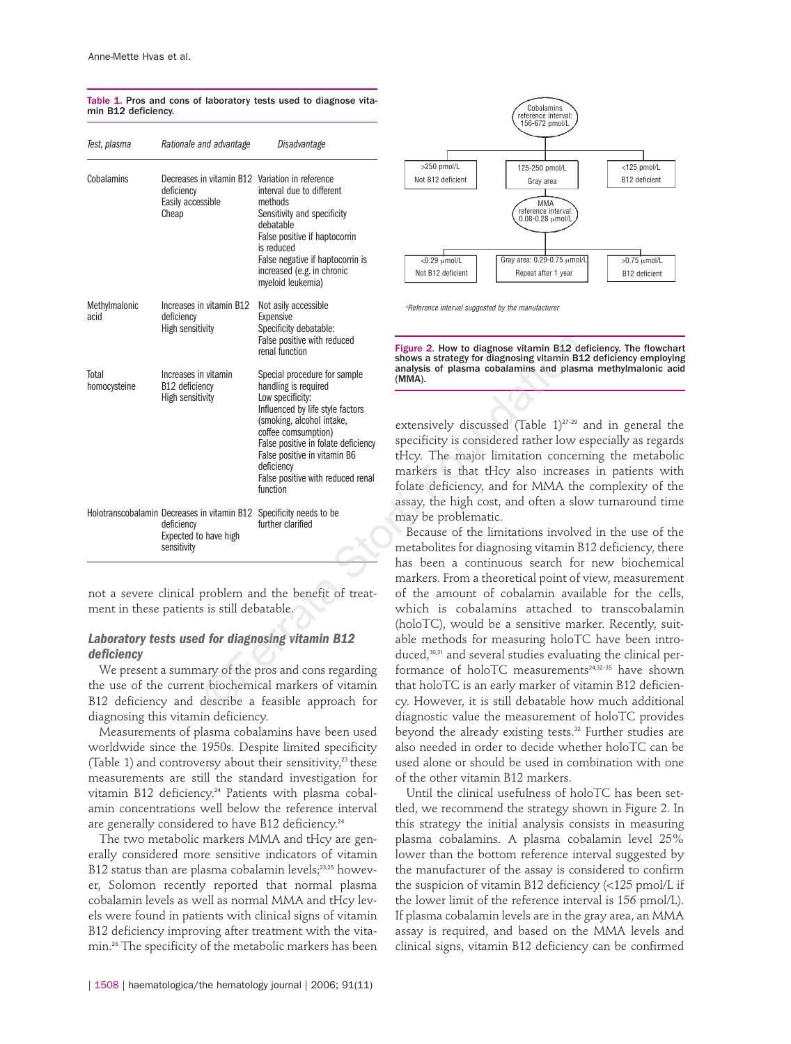Table 1. Pros and cons of laboratory tests used to diagnose vitamin B12 deficiency.

| *Test, plasma* | *Rationale and advantage* | *Disadvantage* |
|---|---|---|
| Cobalamins | Decreases in vitamin B12 deficiency<br>Easily accessible<br>Cheap | Variation in reference interval due to different methods<br>Sensitivity and specificity debatable<br>False positive if haptocorrin is reduced<br>False negative if haptocorrin is increased (e.g. in chronic myeloid leukemia) |
| Methylmalonic acid | Increases in vitamin B12 deficiency<br>High sensitivity | Not asily accessible<br>Expensive<br>Specificity debatable:<br>False positive with reduced renal function |
| Total homocysteine | Increases in vitamin B12 deficiency<br>High sensitivity | Special procedure for sample handling is required<br>Low specificity:<br>Influenced by life style factors (smoking, alcohol intake, coffee comsumption)<br>False positive in folate deficiency<br>False positive in vitamin B6 deficiency<br>False positive with reduced renal function |
| Holotranscobalamin | Decreases in vitamin B12 deficiency<br>Expected to have high sensitivity | Specificity needs to be further clarified |

not a severe clinical problem and the benefit of treatment in these patients is still debatable.

### *Laboratory tests used for diagnosing vitamin B12 deficiency*

We present a summary of the pros and cons regarding the use of the current biochemical markers of vitamin B12 deficiency and describe a feasible approach for diagnosing this vitamin deficiency.

Measurements of plasma cobalamins have been used worldwide since the 1950s. Despite limited specificity (Table 1) and controversy about their sensitivity,[23] these measurements are still the standard investigation for vitamin B12 deficiency.[24] Patients with plasma cobalamin concentrations well below the reference interval are generally considered to have B12 deficiency.[24]

The two metabolic markers MMA and tHcy are generally considered more sensitive indicators of vitamin B12 status than are plasma cobalamin levels;[23,25] however, Solomon recently reported that normal plasma cobalamin levels as well as normal MMA and tHcy levels were found in patients with clinical signs of vitamin B12 deficiency improving after treatment with the vitamin.[26] The specificity of the metabolic markers has been extensively discussed (Table 1)[27-29] and in general the specificity is considered rather low especially as regards tHcy. The major limitation concerning the metabolic markers is that tHcy also increases in patients with folate deficiency, and for MMA the complexity of the assay, the high cost, and often a slow turnaround time may be problematic.

Because of the limitations involved in the use of the metabolites for diagnosing vitamin B12 deficiency, there has been a continuous search for new biochemical markers. From a theoretical point of view, measurement of the amount of cobalamin available for the cells, which is cobalamins attached to transcobalamin (holoTC), would be a sensitive marker. Recently, suitable methods for measuring holoTC have been introduced,[30,31] and several studies evaluating the clinical performance of holoTC measurements[24,32-35] have shown that holoTC is an early marker of vitamin B12 deficiency. However, it is still debatable how much additional diagnostic value the measurement of holoTC provides beyond the already existing tests.[32] Further studies are also needed in order to decide whether holoTC can be used alone or should be used in combination with one of the other vitamin B12 markers.

Until the clinical usefulness of holoTC has been settled, we recommend the strategy shown in Figure 2. In this strategy the initial analysis consists in measuring plasma cobalamins. A plasma cobalamin level 25% lower than the bottom reference interval suggested by the manufacturer of the assay is considered to confirm the suspicion of vitamin B12 deficiency (<125 pmol/L if the lower limit of the reference interval is 156 pmol/L). If plasma cobalamin levels are in the gray area, an MMA assay is required, and based on the MMA levels and clinical signs, vitamin B12 deficiency can be confirmed

Cobalamins reference interval: 156-672 pmol/L
- >250 pmol/L: Not B12 deficient
- 125-250 pmol/L: Gray area
  - MMA reference interval: 0.08-0.28 µmol/L
    - <0.29 µmol/L: Not B12 deficient
    - Gray area: 0.29-0.75 µmol/L: Repeat after 1 year
    - >0.75 µmol/L: B12 deficient
- <125 pmol/L: B12 deficient

[a]Reference interval suggested by the manufacturer

Figure 2. How to diagnose vitamin B12 deficiency. The flowchart shows a strategy for diagnosing vitamin B12 deficiency employing analysis of plasma cobalamins and plasma methylmalonic acid (MMA).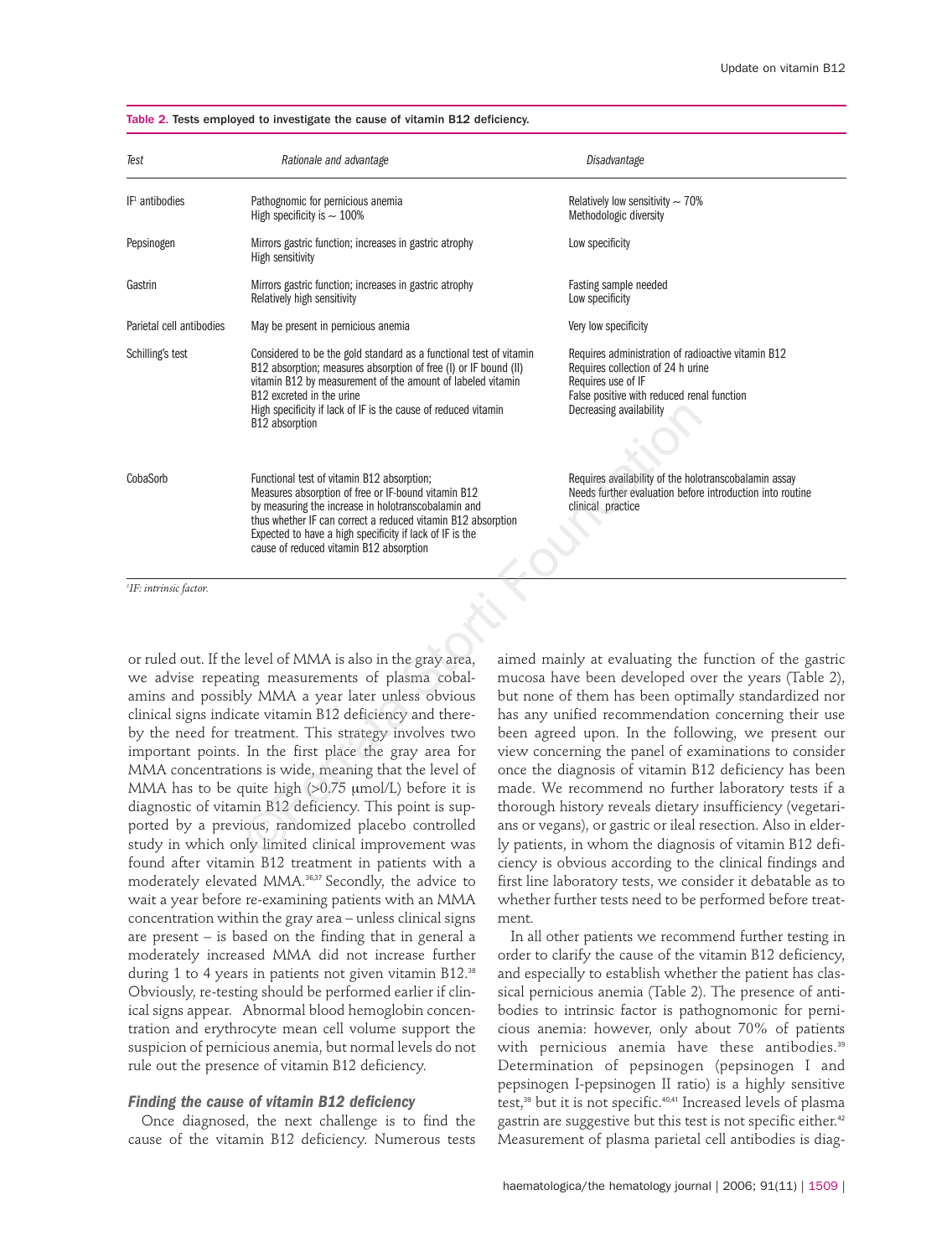Table 2. Tests employed to investigate the cause of vitamin B12 deficiency.

| Test | Rationale and advantage | Disadvantage |
|---|---|---|
| IF[1] antibodies | Pathognomic for pernicious anemia<br>High specificity is ~ 100% | Relatively low sensitivity ~ 70%<br>Methodologic diversity |
| Pepsinogen | Mirrors gastric function; increases in gastric atrophy<br>High sensitivity | Low specificity |
| Gastrin | Mirrors gastric function; increases in gastric atrophy<br>Relatively high sensitivity | Fasting sample needed<br>Low specificity |
| Parietal cell antibodies | May be present in pernicious anemia | Very low specificity |
| Schilling's test | Considered to be the gold standard as a functional test of vitamin B12 absorption; measures absorption of free (I) or IF bound (II) vitamin B12 by measurement of the amount of labeled vitamin B12 excreted in the urine<br>High specificity if lack of IF is the cause of reduced vitamin B12 absorption | Requires administration of radioactive vitamin B12<br>Requires collection of 24 h urine<br>Requires use of IF<br>False positive with reduced renal function<br>Decreasing availability |
| CobaSorb | Functional test of vitamin B12 absorption;<br>Measures absorption of free or IF-bound vitamin B12 by measuring the increase in holotranscobalamin and thus whether IF can correct a reduced vitamin B12 absorption<br>Expected to have a high specificity if lack of IF is the cause of reduced vitamin B12 absorption | Requires availability of the holotranscobalamin assay<br>Needs further evaluation before introduction into routine clinical practice |

[1]*IF: intrinsic factor.*

or ruled out. If the level of MMA is also in the gray area, we advise repeating measurements of plasma cobalamins and possibly MMA a year later unless obvious clinical signs indicate vitamin B12 deficiency and thereby the need for treatment. This strategy involves two important points. In the first place the gray area for MMA concentrations is wide, meaning that the level of MMA has to be quite high (>0.75 μmol/L) before it is diagnostic of vitamin B12 deficiency. This point is supported by a previous, randomized placebo controlled study in which only limited clinical improvement was found after vitamin B12 treatment in patients with a moderately elevated MMA.[36,37] Secondly, the advice to wait a year before re-examining patients with an MMA concentration within the gray area – unless clinical signs are present – is based on the finding that in general a moderately increased MMA did not increase further during 1 to 4 years in patients not given vitamin B12.[38] Obviously, re-testing should be performed earlier if clinical signs appear. Abnormal blood hemoglobin concentration and erythrocyte mean cell volume support the suspicion of pernicious anemia, but normal levels do not rule out the presence of vitamin B12 deficiency.

### *Finding the cause of vitamin B12 deficiency*

Once diagnosed, the next challenge is to find the cause of the vitamin B12 deficiency. Numerous tests aimed mainly at evaluating the function of the gastric mucosa have been developed over the years (Table 2), but none of them has been optimally standardized nor has any unified recommendation concerning their use been agreed upon. In the following, we present our view concerning the panel of examinations to consider once the diagnosis of vitamin B12 deficiency has been made. We recommend no further laboratory tests if a thorough history reveals dietary insufficiency (vegetarians or vegans), or gastric or ileal resection. Also in elderly patients, in whom the diagnosis of vitamin B12 deficiency is obvious according to the clinical findings and first line laboratory tests, we consider it debatable as to whether further tests need to be performed before treatment.

In all other patients we recommend further testing in order to clarify the cause of the vitamin B12 deficiency, and especially to establish whether the patient has classical pernicious anemia (Table 2). The presence of antibodies to intrinsic factor is pathognomonic for pernicious anemia: however, only about 70% of patients with pernicious anemia have these antibodies.[39] Determination of pepsinogen (pepsinogen I and pepsinogen I-pepsinogen II ratio) is a highly sensitive test,[39] but it is not specific.[40,41] Increased levels of plasma gastrin are suggestive but this test is not specific either.[42] Measurement of plasma parietal cell antibodies is diag-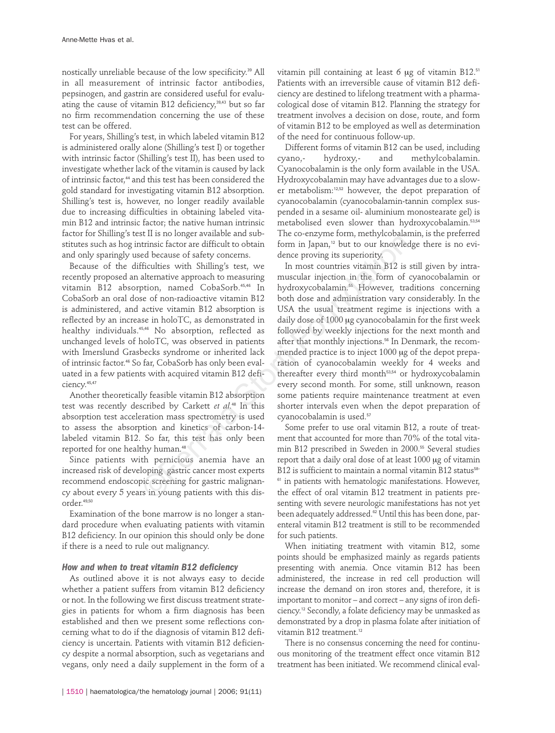nostically unreliable because of the low specificity.[39] All in all measurement of intrinsic factor antibodies, pepsinogen, and gastrin are considered useful for evaluating the cause of vitamin B12 deficiency,[39,43] but so far no firm recommendation concerning the use of these test can be offered.

For years, Shilling's test, in which labeled vitamin B12 is administered orally alone (Shilling's test I) or together with intrinsic factor (Shilling's test II), has been used to investigate whether lack of the vitamin is caused by lack of intrinsic factor,[44] and this test has been considered the gold standard for investigating vitamin B12 absorption. Shilling's test is, however, no longer readily available due to increasing difficulties in obtaining labeled vitamin B12 and intrinsic factor; the native human intrinsic factor for Shilling's test II is no longer available and substitutes such as hog intrinsic factor are difficult to obtain and only sparingly used because of safety concerns.

Because of the difficulties with Shilling's test, we recently proposed an alternative approach to measuring vitamin B12 absorption, named CobaSorb.[45,46] In CobaSorb an oral dose of non-radioactive vitamin B12 is administered, and active vitamin B12 absorption is reflected by an increase in holoTC, as demonstrated in healthy individuals.[45,46] No absorption, reflected as unchanged levels of holoTC, was observed in patients with Imerslund Grasbecks syndrome or inherited lack of intrinsic factor.[46] So far, CobaSorb has only been evaluated in a few patients with acquired vitamin B12 deficiency.[45,47]

Another theoretically feasible vitamin B12 absorption test was recently described by Carkett *et al.*[48] In this absorption test acceleration mass spectrometry is used to assess the absorption and kinetics of carbon-14-labeled vitamin B12. So far, this test has only been reported for one healthy human.[48]

Since patients with pernicious anemia have an increased risk of developing gastric cancer most experts recommend endoscopic screening for gastric malignancy about every 5 years in young patients with this disorder.[49,50]

Examination of the bone marrow is no longer a standard procedure when evaluating patients with vitamin B12 deficiency. In our opinion this should only be done if there is a need to rule out malignancy.

### *How and when to treat vitamin B12 deficiency*

As outlined above it is not always easy to decide whether a patient suffers from vitamin B12 deficiency or not. In the following we first discuss treatment strategies in patients for whom a firm diagnosis has been established and then we present some reflections concerning what to do if the diagnosis of vitamin B12 deficiency is uncertain. Patients with vitamin B12 deficiency despite a normal absorption, such as vegetarians and vegans, only need a daily supplement in the form of a vitamin pill containing at least 6 μg of vitamin B12.[51] Patients with an irreversible cause of vitamin B12 deficiency are destined to lifelong treatment with a pharmacological dose of vitamin B12. Planning the strategy for treatment involves a decision on dose, route, and form of vitamin B12 to be employed as well as determination of the need for continuous follow-up.

Different forms of vitamin B12 can be used, including cyano,- hydroxy,- and methylcobalamin. Cyanocobalamin is the only form available in the USA. Hydroxycobalamin may have advantages due to a slower metabolism:[12,52] however, the depot preparation of cyanocobalamin (cyanocobalamin-tannin complex suspended in a sesame oil- aluminium monostearate gel) is metabolised even slower than hydroxycobalamin.[53,54] The co-enzyme form, methylcobalamin, is the preferred form in Japan,[12] but to our knowledge there is no evidence proving its superiority.

In most countries vitamin B12 is still given by intramuscular injection in the form of cyanocobalamin or hydroxycobalamin.[55] However, traditions concerning both dose and administration vary considerably. In the USA the usual treatment regime is injections with a daily dose of 1000 μg cyanocobalamin for the first week followed by weekly injections for the next month and after that monthly injections.[56] In Denmark, the recommended practice is to inject 1000 μg of the depot preparation of cyanocobalamin weekly for 4 weeks and thereafter every third month[53,54] or hydroxycobalamin every second month. For some, still unknown, reason some patients require maintenance treatment at even shorter intervals even when the depot preparation of cyanocobalamin is used.[57]

Some prefer to use oral vitamin B12, a route of treatment that accounted for more than 70% of the total vitamin B12 prescribed in Sweden in 2000.[55] Several studies report that a daily oral dose of at least 1000 μg of vitamin B12 is sufficient to maintain a normal vitamin B12 status[58-61] in patients with hematologic manifestations. However, the effect of oral vitamin B12 treatment in patients presenting with severe neurologic manifestations has not yet been adequately addressed.[62] Until this has been done, parenteral vitamin B12 treatment is still to be recommended for such patients.

When initiating treatment with vitamin B12, some points should be emphasized mainly as regards patients presenting with anemia. Once vitamin B12 has been administered, the increase in red cell production will increase the demand on iron stores and, therefore, it is important to monitor – and correct – any signs of iron deficiency.[12] Secondly, a folate deficiency may be unmasked as demonstrated by a drop in plasma folate after initiation of vitamin B12 treatment.[12]

There is no consensus concerning the need for continuous monitoring of the treatment effect once vitamin B12 treatment has been initiated. We recommend clinical eval-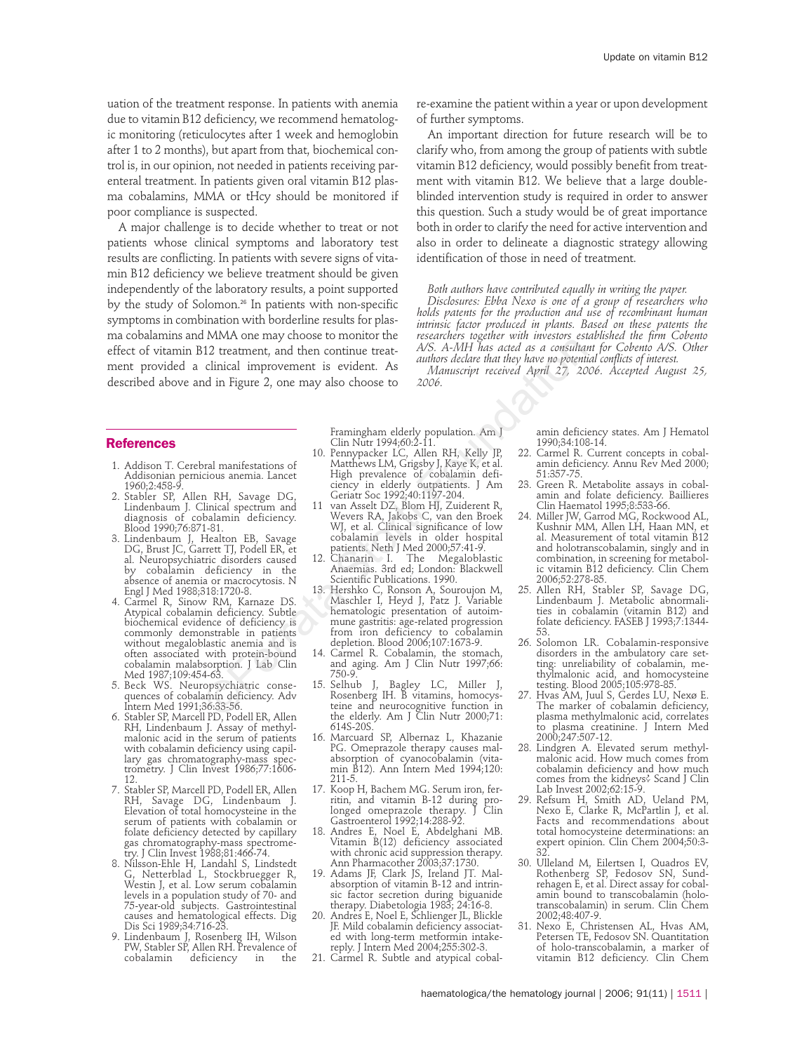uation of the treatment response. In patients with anemia due to vitamin B12 deficiency, we recommend hematologic monitoring (reticulocytes after 1 week and hemoglobin after 1 to 2 months), but apart from that, biochemical control is, in our opinion, not needed in patients receiving parenteral treatment. In patients given oral vitamin B12 plasma cobalamins, MMA or tHcy should be monitored if poor compliance is suspected.

A major challenge is to decide whether to treat or not patients whose clinical symptoms and laboratory test results are conflicting. In patients with severe signs of vitamin B12 deficiency we believe treatment should be given independently of the laboratory results, a point supported by the study of Solomon.[26] In patients with non-specific symptoms in combination with borderline results for plasma cobalamins and MMA one may choose to monitor the effect of vitamin B12 treatment, and then continue treatment provided a clinical improvement is evident. As described above and in Figure 2, one may also choose to re-examine the patient within a year or upon development of further symptoms.

An important direction for future research will be to clarify who, from among the group of patients with subtle vitamin B12 deficiency, would possibly benefit from treatment with vitamin B12. We believe that a large double-blinded intervention study is required in order to answer this question. Such a study would be of great importance both in order to clarify the need for active intervention and also in order to delineate a diagnostic strategy allowing identification of those in need of treatment.

*Both authors have contributed equally in writing the paper.*
*Disclosures: Ebba Nexo is one of a group of researchers who holds patents for the production and use of recombinant human intrinsic factor produced in plants. Based on these patents the researchers together with investors established the firm Cobento A/S. A-MH has acted as a consultant for Cobento A/S. Other authors declare that they have no potential conflicts of interest.*
*Manuscript received April 27, 2006. Accepted August 25, 2006.*

## References

1. Addison T. Cerebral manifestations of Addisonian pernicious anemia. Lancet 1960;2:458-9.
2. Stabler SP, Allen RH, Savage DG, Lindenbaum J. Clinical spectrum and diagnosis of cobalamin deficiency. Blood 1990;76:871-81.
3. Lindenbaum J, Healton EB, Savage DG, Brust JC, Garrett TJ, Podell ER, et al. Neuropsychiatric disorders caused by cobalamin deficiency in the absence of anemia or macrocytosis. N Engl J Med 1988;318:1720-8.
4. Carmel R, Sinow RM, Karnaze DS. Atypical cobalamin deficiency. Subtle biochemical evidence of deficiency is commonly demonstrable in patients without megaloblastic anemia and is often associated with protein-bound cobalamin malabsorption. J Lab Clin Med 1987;109:454-63.
5. Beck WS. Neuropsychiatric consequences of cobalamin deficiency. Adv Intern Med 1991;36:33-56.
6. Stabler SP, Marcell PD, Podell ER, Allen RH, Lindenbaum J. Assay of methylmalonic acid in the serum of patients with cobalamin deficiency using capillary gas chromatography-mass spectrometry. J Clin Invest 1986;77:1606-12.
7. Stabler SP, Marcell PD, Podell ER, Allen RH, Savage DG, Lindenbaum J. Elevation of total homocysteine in the serum of patients with cobalamin or folate deficiency detected by capillary gas chromatography-mass spectrometry. J Clin Invest 1988;81:466-74.
8. Nilsson-Ehle H, Landahl S, Lindstedt G, Netterblad L, Stockbruegger R, Westin J, et al. Low serum cobalamin levels in a population study of 70- and 75-year-old subjects. Gastrointestinal causes and hematological effects. Dig Dis Sci 1989;34:716-23.
9. Lindenbaum J, Rosenberg IH, Wilson PW, Stabler SP, Allen RH. Prevalence of cobalamin deficiency in the Framingham elderly population. Am J Clin Nutr 1994;60:2-11.
10. Pennypacker LC, Allen RH, Kelly JP, Matthews LM, Grigsby J, Kaye K, et al. High prevalence of cobalamin deficiency in elderly outpatients. J Am Geriatr Soc 1992;40:1197-204.
11. van Asselt DZ, Blom HJ, Zuiderent R, Wevers RA, Jakobs C, van den Broek WJ, et al. Clinical significance of low cobalamin levels in older hospital patients. Neth J Med 2000;57:41-9.
12. Chanarin I. The Megaloblastic Anaemias. 3rd ed; London: Blackwell Scientific Publications. 1990.
13. Hershko C, Ronson A, Souroujon M, Maschler I, Heyd J, Patz J. Variable hematologic presentation of autoimmune gastritis: age-related progression from iron deficiency to cobalamin depletion. Blood 2006;107:1673-9.
14. Carmel R. Cobalamin, the stomach, and aging. Am J Clin Nutr 1997;66:750-9.
15. Selhub J, Bagley LC, Miller J, Rosenberg IH. B vitamins, homocysteine and neurocognitive function in the elderly. Am J Clin Nutr 2000;71:614S-20S.
16. Marcuard SP, Albernaz L, Khazanie PG. Omeprazole therapy causes malabsorption of cyanocobalamin (vitamin B12). Ann Intern Med 1994;120:211-5.
17. Koop H, Bachem MG. Serum iron, ferritin, and vitamin B-12 during prolonged omeprazole therapy. J Clin Gastroenterol 1992;14:288-92.
18. Andres E, Noel E, Abdelghani MB. Vitamin B(12) deficiency associated with chronic acid suppression therapy. Ann Pharmacother 2003;37:1730.
19. Adams JF, Clark JS, Ireland JT. Malabsorption of vitamin B-12 and intrinsic factor secretion during biguanide therapy. Diabetologia 1983; 24:16-8.
20. Andres E, Noel E, Schlienger JL, Blickle JF. Mild cobalamin deficiency associated with long-term metformin intake-reply. J Intern Med 2004;255:302-3.
21. Carmel R. Subtle and atypical cobalamin deficiency states. Am J Hematol 1990;34:108-14.
22. Carmel R. Current concepts in cobalamin deficiency. Annu Rev Med 2000; 51:357-75.
23. Green R. Metabolite assays in cobalamin and folate deficiency. Baillieres Clin Haematol 1995;8:533-66.
24. Miller JW, Garrod MG, Rockwood AL, Kushnir MM, Allen LH, Haan MN, et al. Measurement of total vitamin B12 and holotranscobalamin, singly and in combination, in screening for metabolic vitamin B12 deficiency. Clin Chem 2006;52:278-85.
25. Allen RH, Stabler SP, Savage DG, Lindenbaum J. Metabolic abnormalities in cobalamin (vitamin B12) and folate deficiency. FASEB J 1993;7:1344-53.
26. Solomon LR. Cobalamin-responsive disorders in the ambulatory care setting: unreliability of cobalamin, methylmalonic acid, and homocysteine testing. Blood 2005;105:978-85.
27. Hvas AM, Juul S, Gerdes LU, Nexø E. The marker of cobalamin deficiency, plasma methylmalonic acid, correlates to plasma creatinine. J Intern Med 2000;247:507-12.
28. Lindgren A. Elevated serum methylmalonic acid. How much comes from cobalamin deficiency and how much comes from the kidneys? Scand J Clin Lab Invest 2002;62:15-9.
29. Refsum H, Smith AD, Ueland PM, Nexo E, Clarke R, McPartlin J, et al. Facts and recommendations about total homocysteine determinations: an expert opinion. Clin Chem 2004;50:3-32.
30. Ulleland M, Eilertsen I, Quadros EV, Rothenberg SP, Fedosov SN, Sundrehagen E, et al. Direct assay for cobalamin bound to transcobalamin (holo-transcobalamin) in serum. Clin Chem 2002;48:407-9.
31. Nexo E, Christensen AL, Hvas AM, Petersen TE, Fedosov SN. Quantitation of holo-transcobalamin, a marker of vitamin B12 deficiency. Clin Chem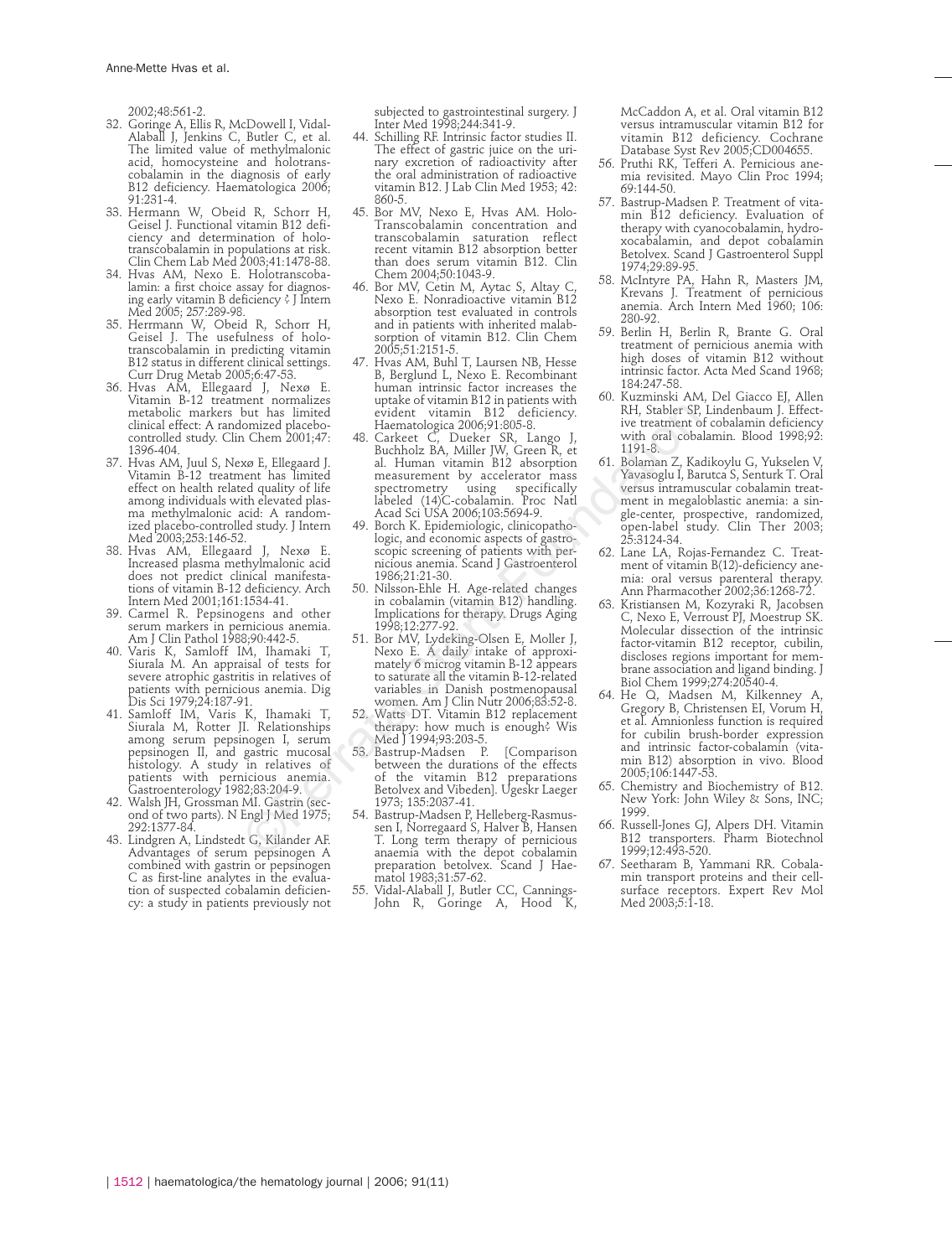2002;48:561-2.

32. Goringe A, Ellis R, McDowell I, Vidal-Alaball J, Jenkins C, Butler C, et al. The limited value of methylmalonic acid, homocysteine and holotranscobalamin in the diagnosis of early B12 deficiency. Haematologica 2006; 91:231-4.
33. Hermann W, Obeid R, Schorr H, Geisel J. Functional vitamin B12 deficiency and determination of holotranscobalamin in populations at risk. Clin Chem Lab Med 2003;41:1478-88.
34. Hvas AM, Nexo E. Holotranscobalamin: a first choice assay for diagnosing early vitamin B deficiency? J Intern Med 2005; 257:289-98.
35. Herrmann W, Obeid R, Schorr H, Geisel J. The usefulness of holotranscobalamin in predicting vitamin B12 status in different clinical settings. Curr Drug Metab 2005;6:47-53.
36. Hvas AM, Ellegaard J, Nexø E. Vitamin B-12 treatment normalizes metabolic markers but has limited clinical effect: A randomized placebo-controlled study. Clin Chem 2001;47: 1396-404.
37. Hvas AM, Juul S, Nexø E, Ellegaard J. Vitamin B-12 treatment has limited effect on health related quality of life among individuals with elevated plasma methylmalonic acid: A randomized placebo-controlled study. J Intern Med 2003;253:146-52.
38. Hvas AM, Ellegaard J, Nexø E. Increased plasma methylmalonic acid does not predict clinical manifestations of vitamin B-12 deficiency. Arch Intern Med 2001;161:1534-41.
39. Carmel R. Pepsinogens and other serum markers in pernicious anemia. Am J Clin Pathol 1988;90:442-5.
40. Varis K, Samloff IM, Ihamaki T, Siurala M. An appraisal of tests for severe atrophic gastritis in relatives of patients with pernicious anemia. Dig Dis Sci 1979;24:187-91.
41. Samloff IM, Varis K, Ihamaki T, Siurala M, Rotter JI. Relationships among serum pepsinogen I, serum pepsinogen II, and gastric mucosal histology. A study in relatives of patients with pernicious anemia. Gastroenterology 1982;83:204-9.
42. Walsh JH, Grossman MI. Gastrin (second of two parts). N Engl J Med 1975; 292:1377-84.
43. Lindgren A, Lindstedt G, Kilander AF. Advantages of serum pepsinogen A combined with gastrin or pepsinogen C as first-line analytes in the evaluation of suspected cobalamin deficiency: a study in patients previously not subjected to gastrointestinal surgery. J Inter Med 1998;244:341-9.
44. Schilling RF. Intrinsic factor studies II. The effect of gastric juice on the urinary excretion of radioactivity after the oral administration of radioactive vitamin B12. J Lab Clin Med 1953; 42: 860-5.
45. Bor MV, Nexo E, Hvas AM. Holo-Transcobalamin concentration and transcobalamin saturation reflect recent vitamin B12 absorption better than does serum vitamin B12. Clin Chem 2004;50:1043-9.
46. Bor MV, Cetin M, Aytac S, Altay C, Nexo E. Nonradioactive vitamin B12 absorption test evaluated in controls and in patients with inherited malabsorption of vitamin B12. Clin Chem 2005;51:2151-5.
47. Hvas AM, Buhl T, Laursen NB, Hesse B, Berglund L, Nexo E. Recombinant human intrinsic factor increases the uptake of vitamin B12 in patients with evident vitamin B12 deficiency. Haematologica 2006;91:805-8.
48. Carkeet C, Dueker SR, Lango J, Buchholz BA, Miller JW, Green R, et al. Human vitamin B12 absorption measurement by accelerator mass spectrometry using specifically labeled (14)C-cobalamin. Proc Natl Acad Sci USA 2006;103:5694-9.
49. Borch K. Epidemiologic, clinicopathologic, and economic aspects of gastroscopic screening of patients with pernicious anemia. Scand J Gastroenterol 1986;21:21-30.
50. Nilsson-Ehle H. Age-related changes in cobalamin (vitamin B12) handling. Implications for therapy. Drugs Aging 1998;12:277-92.
51. Bor MV, Lydeking-Olsen E, Moller J, Nexo E. A daily intake of approximately 6 microg vitamin B-12 appears to saturate all the vitamin B-12-related variables in Danish postmenopausal women. Am J Clin Nutr 2006;83:52-8.
52. Watts DT. Vitamin B12 replacement therapy: how much is enough? Wis Med J 1994;93:203-5.
53. Bastrup-Madsen P. [Comparison between the durations of the effects of the vitamin B12 preparations Betolvex and Vibeden]. Ugeskr Laeger 1973; 135:2037-41.
54. Bastrup-Madsen P, Helleberg-Rasmussen I, Norregaard S, Halver B, Hansen T. Long term therapy of pernicious anaemia with the depot cobalamin preparation betolvex. Scand J Haematol 1983;31:57-62.
55. Vidal-Alaball J, Butler CC, Cannings-John R, Goringe A, Hood K, McCaddon A, et al. Oral vitamin B12 versus intramuscular vitamin B12 for vitamin B12 deficiency. Cochrane Database Syst Rev 2005;CD004655.
56. Pruthi RK, Tefferi A. Pernicious anemia revisited. Mayo Clin Proc 1994; 69:144-50.
57. Bastrup-Madsen P. Treatment of vitamin B12 deficiency. Evaluation of therapy with cyanocobalamin, hydroxocabalamin, and depot cobalamin Betolvex. Scand J Gastroenterol Suppl 1974;29:89-95.
58. McIntyre PA, Hahn R, Masters JM, Krevans J. Treatment of pernicious anemia. Arch Intern Med 1960; 106: 280-92.
59. Berlin H, Berlin R, Brante G. Oral treatment of pernicious anemia with high doses of vitamin B12 without intrinsic factor. Acta Med Scand 1968; 184:247-58.
60. Kuzminski AM, Del Giacco EJ, Allen RH, Stabler SP, Lindenbaum J. Effective treatment of cobalamin deficiency with oral cobalamin. Blood 1998;92: 1191-8.
61. Bolaman Z, Kadikoylu G, Yukselen V, Yavasoglu I, Barutca S, Senturk T. Oral versus intramuscular cobalamin treatment in megaloblastic anemia: a single-center, prospective, randomized, open-label study. Clin Ther 2003; 25:3124-34.
62. Lane LA, Rojas-Fernandez C. Treatment of vitamin B(12)-deficiency anemia: oral versus parenteral therapy. Ann Pharmacother 2002;36:1268-72.
63. Kristiansen M, Kozyraki R, Jacobsen C, Nexo E, Verroust PJ, Moestrup SK. Molecular dissection of the intrinsic factor-vitamin B12 receptor, cubilin, discloses regions important for membrane association and ligand binding. J Biol Chem 1999;274:20540-4.
64. He Q, Madsen M, Kilkenney A, Gregory B, Christensen EI, Vorum H, et al. Amnionless function is required for cubilin brush-border expression and intrinsic factor-cobalamin (vitamin B12) absorption in vivo. Blood 2005;106:1447-53.
65. Chemistry and Biochemistry of B12. New York: John Wiley & Sons, INC; 1999.
66. Russell-Jones GJ, Alpers DH. Vitamin B12 transporters. Pharm Biotechnol 1999;12:493-520.
67. Seetharam B, Yammani RR. Cobalamin transport proteins and their cell-surface receptors. Expert Rev Mol Med 2003;5:1-18.